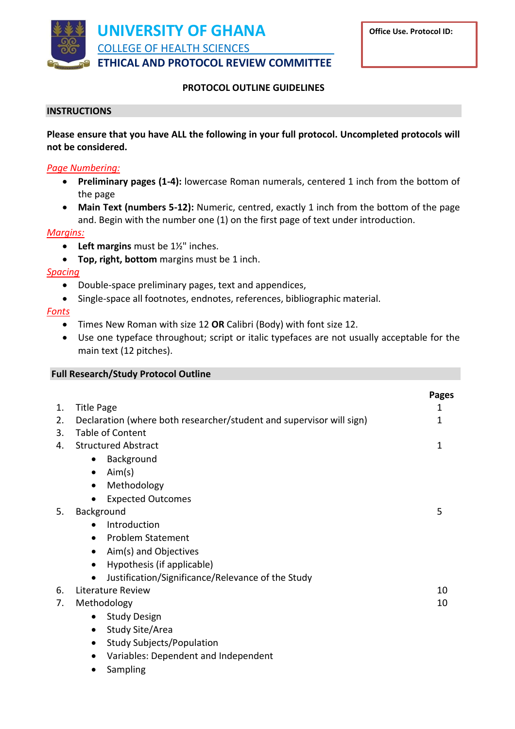# UNIVERSITY OF GHANA

## COLLEGE OF HEALTH SCIENCES

## ETHICAL AND PROTOCOL REVIEW COMMITTEE

**Office Use. Protocol ID:**

### PROTOCOL OUTLINE GUIDELINES

### INSTRUCTIONS

**Please ensure that you have ALL the following in your full protocol. Uncompleted protocols will not be considered.**

*Page Numbering:*

- **Preliminary pages (1-4):** lowercase Roman numerals, centered 1 inch from the bottom of the page
- **Main Text (numbers 5-12):** Numeric, centred, exactly 1 inch from the bottom of the page and. Begin with the number one (1) on the first page of text under introduction.

*Margins:*

- **Left margins** must be 1½" inches.
- **Top, right, bottom** margins must be 1 inch.

*Spacing*

- Double-space preliminary pages, text and appendices,
- Single-space all footnotes, endnotes, references, bibliographic material.

*Fonts*

- Times New Roman with size 12 **OR** Calibri (Body) with font size 12.
- Use one typeface throughout; script or italic typefaces are not usually acceptable for the main text (12 pitches).

### Full Research/Study Protocol Outline

| | | Pages |
|---|---|---|
| 1. | Title Page | 1 |
| 2. | Declaration (where both researcher/student and supervisor will sign) | 1 |
| 3. | Table of Content | |
| 4. | Structured Abstract<br>• Background<br>• Aim(s)<br>• Methodology<br>• Expected Outcomes | 1 |
| 5. | Background<br>• Introduction<br>• Problem Statement<br>• Aim(s) and Objectives<br>• Hypothesis (if applicable)<br>• Justification/Significance/Relevance of the Study | 5 |
| 6. | Literature Review | 10 |
| 7. | Methodology<br>• Study Design<br>• Study Site/Area<br>• Study Subjects/Population<br>• Variables: Dependent and Independent<br>• Sampling | 10 |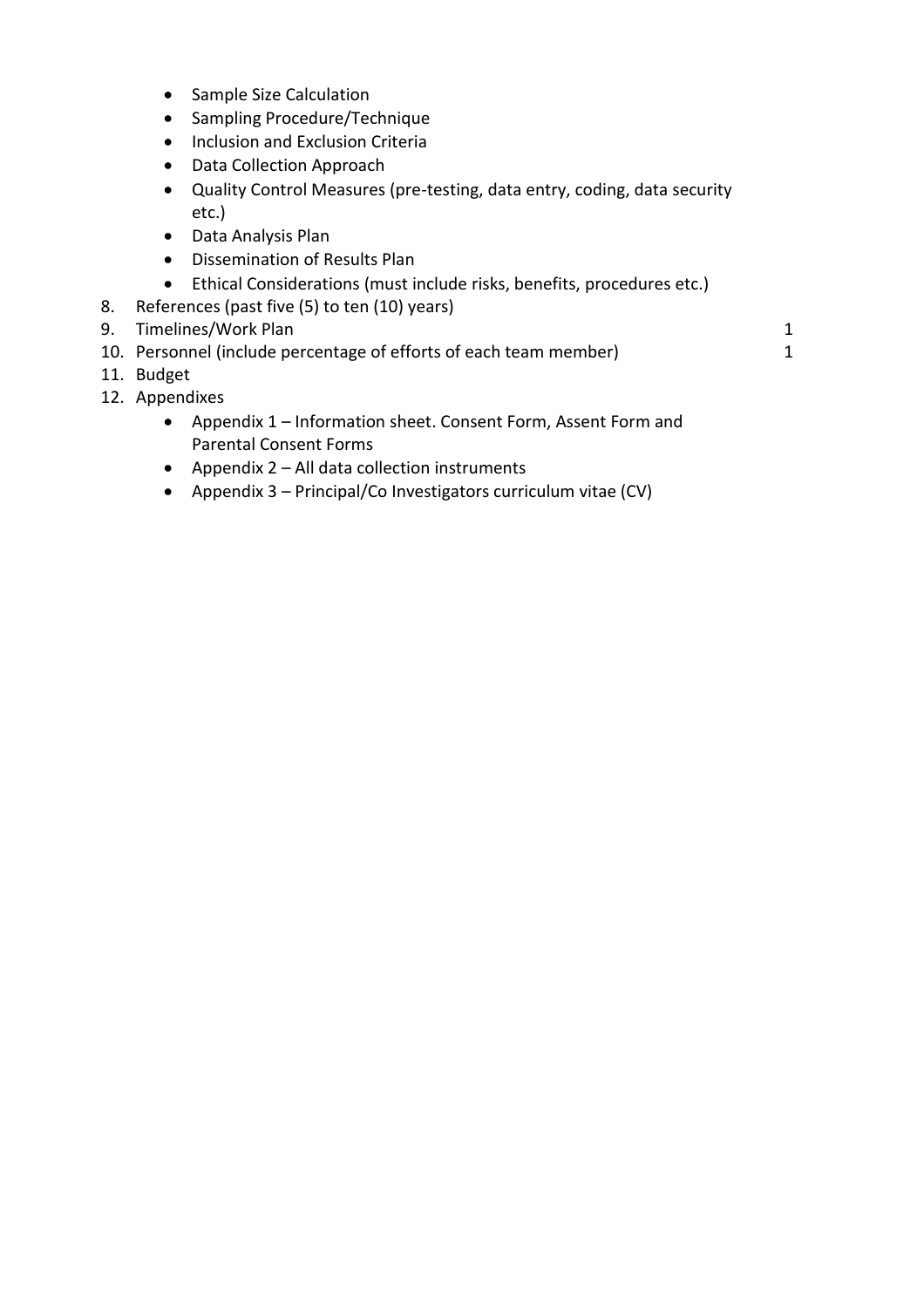- Sample Size Calculation
- Sampling Procedure/Technique
- Inclusion and Exclusion Criteria
- Data Collection Approach
- Quality Control Measures (pre-testing, data entry, coding, data security etc.)
- Data Analysis Plan
- Dissemination of Results Plan
- Ethical Considerations (must include risks, benefits, procedures etc.)

8. References (past five (5) to ten (10) years)
9. Timelines/Work Plan 1
10. Personnel (include percentage of efforts of each team member) 1
11. Budget
12. Appendixes
    - Appendix 1 – Information sheet. Consent Form, Assent Form and Parental Consent Forms
    - Appendix 2 – All data collection instruments
    - Appendix 3 – Principal/Co Investigators curriculum vitae (CV)